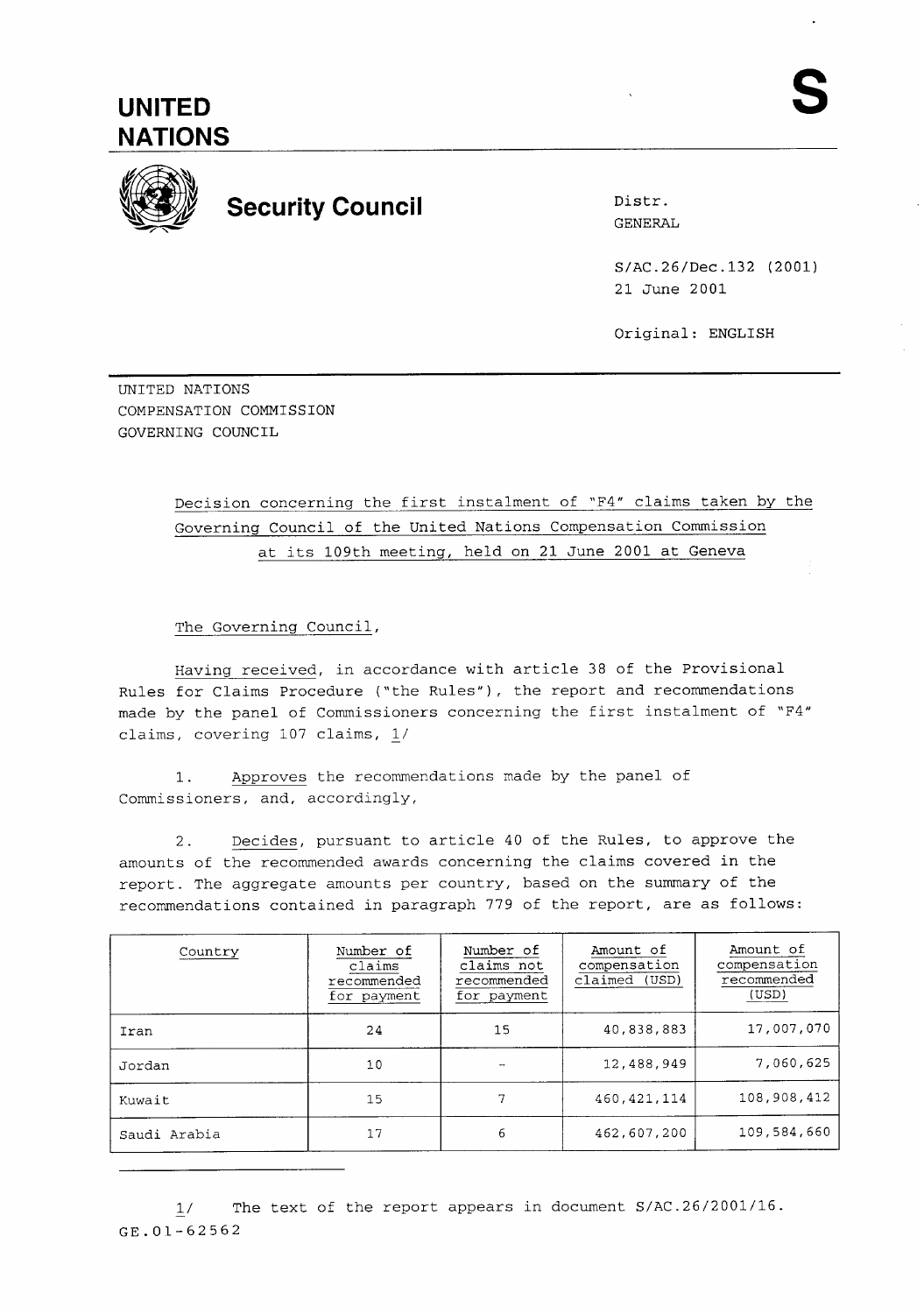# UNITED NATIONS

**S**

## Security Council

Distr.
GENERAL

S/AC.26/Dec.132 (2001)
21 June 2001

Original: ENGLISH

UNITED NATIONS
COMPENSATION COMMISSION
GOVERNING COUNCIL

Decision concerning the first instalment of "F4" claims taken by the Governing Council of the United Nations Compensation Commission at its 109th meeting, held on 21 June 2001 at Geneva

The Governing Council,

Having received, in accordance with article 38 of the Provisional Rules for Claims Procedure ("the Rules"), the report and recommendations made by the panel of Commissioners concerning the first instalment of "F4" claims, covering 107 claims, 1/

1. Approves the recommendations made by the panel of Commissioners, and, accordingly,

2. Decides, pursuant to article 40 of the Rules, to approve the amounts of the recommended awards concerning the claims covered in the report. The aggregate amounts per country, based on the summary of the recommendations contained in paragraph 779 of the report, are as follows:

| Country | Number of claims recommended for payment | Number of claims not recommended for payment | Amount of compensation claimed (USD) | Amount of compensation recommended (USD) |
|---|---|---|---|---|
| Iran | 24 | 15 | 40,838,883 | 17,007,070 |
| Jordan | 10 | - | 12,488,949 | 7,060,625 |
| Kuwait | 15 | 7 | 460,421,114 | 108,908,412 |
| Saudi Arabia | 17 | 6 | 462,607,200 | 109,584,660 |

1/ The text of the report appears in document S/AC.26/2001/16.

GE.01-62562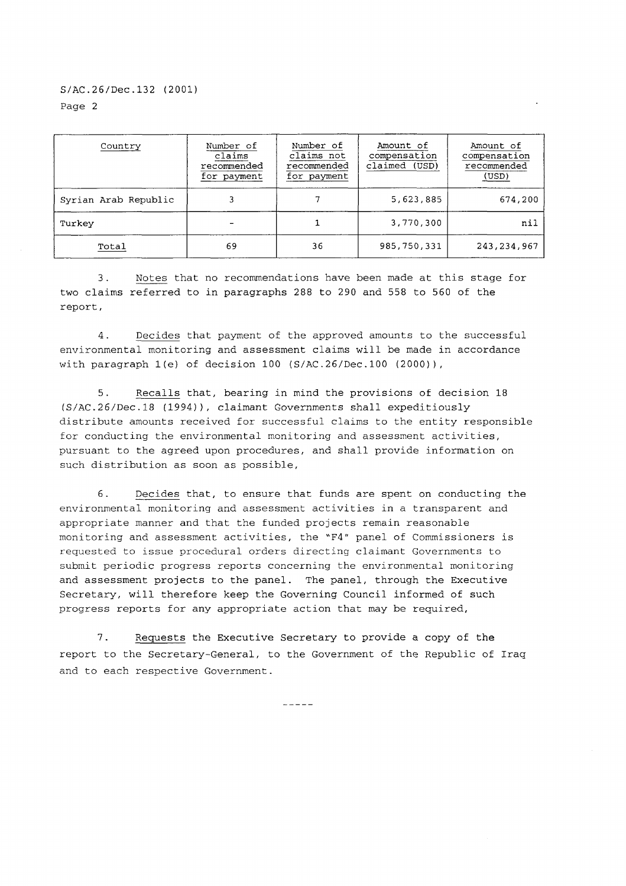| Country | Number of claims recommended for payment | Number of claims not recommended for payment | Amount of compensation claimed (USD) | Amount of compensation recommended (USD) |
| --- | --- | --- | --- | --- |
| Syrian Arab Republic | 3 | 7 | 5,623,885 | 674,200 |
| Turkey | - | 1 | 3,770,300 | nil |
| Total | 69 | 36 | 985,750,331 | 243,234,967 |

3. Notes that no recommendations have been made at this stage for two claims referred to in paragraphs 288 to 290 and 558 to 560 of the report,

4. Decides that payment of the approved amounts to the successful environmental monitoring and assessment claims will be made in accordance with paragraph 1(e) of decision 100 (S/AC.26/Dec.100 (2000)),

5. Recalls that, bearing in mind the provisions of decision 18 (S/AC.26/Dec.18 (1994)), claimant Governments shall expeditiously distribute amounts received for successful claims to the entity responsible for conducting the environmental monitoring and assessment activities, pursuant to the agreed upon procedures, and shall provide information on such distribution as soon as possible,

6. Decides that, to ensure that funds are spent on conducting the environmental monitoring and assessment activities in a transparent and appropriate manner and that the funded projects remain reasonable monitoring and assessment activities, the "F4" panel of Commissioners is requested to issue procedural orders directing claimant Governments to submit periodic progress reports concerning the environmental monitoring and assessment projects to the panel. The panel, through the Executive Secretary, will therefore keep the Governing Council informed of such progress reports for any appropriate action that may be required,

7. Requests the Executive Secretary to provide a copy of the report to the Secretary-General, to the Government of the Republic of Iraq and to each respective Government.

-----